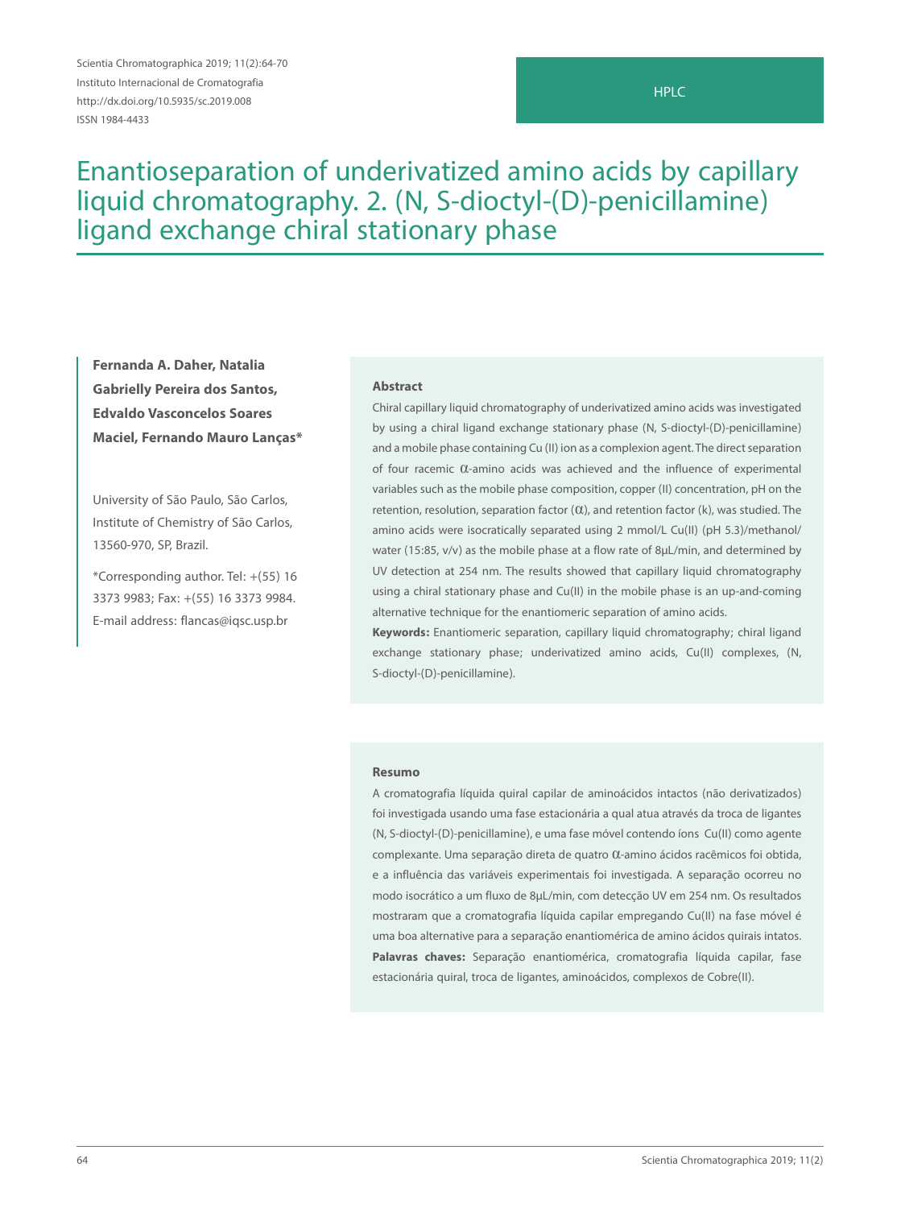HPLC

# Enantioseparation of underivatized amino acids by capillary liquid chromatography. 2. (N, S-dioctyl-(D)-penicillamine) ligand exchange chiral stationary phase

**Fernanda A. Daher, Natalia Gabrielly Pereira dos Santos, Edvaldo Vasconcelos Soares Maciel, Fernando Mauro Lanças***

University of São Paulo, São Carlos, Institute of Chemistry of São Carlos, 13560-970, SP, Brazil.

*Corresponding author. Tel: +(55) 16 3373 9983; Fax: +(55) 16 3373 9984. E-mail address: flancas@iqsc.usp.br

### Abstract

Chiral capillary liquid chromatography of underivatized amino acids was investigated by using a chiral ligand exchange stationary phase (N, S-dioctyl-(D)-penicillamine) and a mobile phase containing Cu (II) ion as a complexion agent. The direct separation of four racemic α-amino acids was achieved and the influence of experimental variables such as the mobile phase composition, copper (II) concentration, pH on the retention, resolution, separation factor (α), and retention factor (k), was studied. The amino acids were isocratically separated using 2 mmol/L Cu(II) (pH 5.3)/methanol/water (15:85, v/v) as the mobile phase at a flow rate of 8µL/min, and determined by UV detection at 254 nm. The results showed that capillary liquid chromatography using a chiral stationary phase and Cu(II) in the mobile phase is an up-and-coming alternative technique for the enantiomeric separation of amino acids.

**Keywords:** Enantiomeric separation, capillary liquid chromatography; chiral ligand exchange stationary phase; underivatized amino acids, Cu(II) complexes, (N, S-dioctyl-(D)-penicillamine).

### Resumo

A cromatografia líquida quiral capilar de aminoácidos intactos (não derivatizados) foi investigada usando uma fase estacionária a qual atua através da troca de ligantes (N, S-dioctyl-(D)-penicillamine), e uma fase móvel contendo íons Cu(II) como agente complexante. Uma separação direta de quatro α-amino ácidos racêmicos foi obtida, e a influência das variáveis experimentais foi investigada. A separação ocorreu no modo isocrático a um fluxo de 8µL/min, com detecção UV em 254 nm. Os resultados mostraram que a cromatografia líquida capilar empregando Cu(II) na fase móvel é uma boa alternative para a separação enantiomérica de amino ácidos quirais intatos.

**Palavras chaves:** Separação enantiomérica, cromatografia líquida capilar, fase estacionária quiral, troca de ligantes, aminoácidos, complexos de Cobre(II).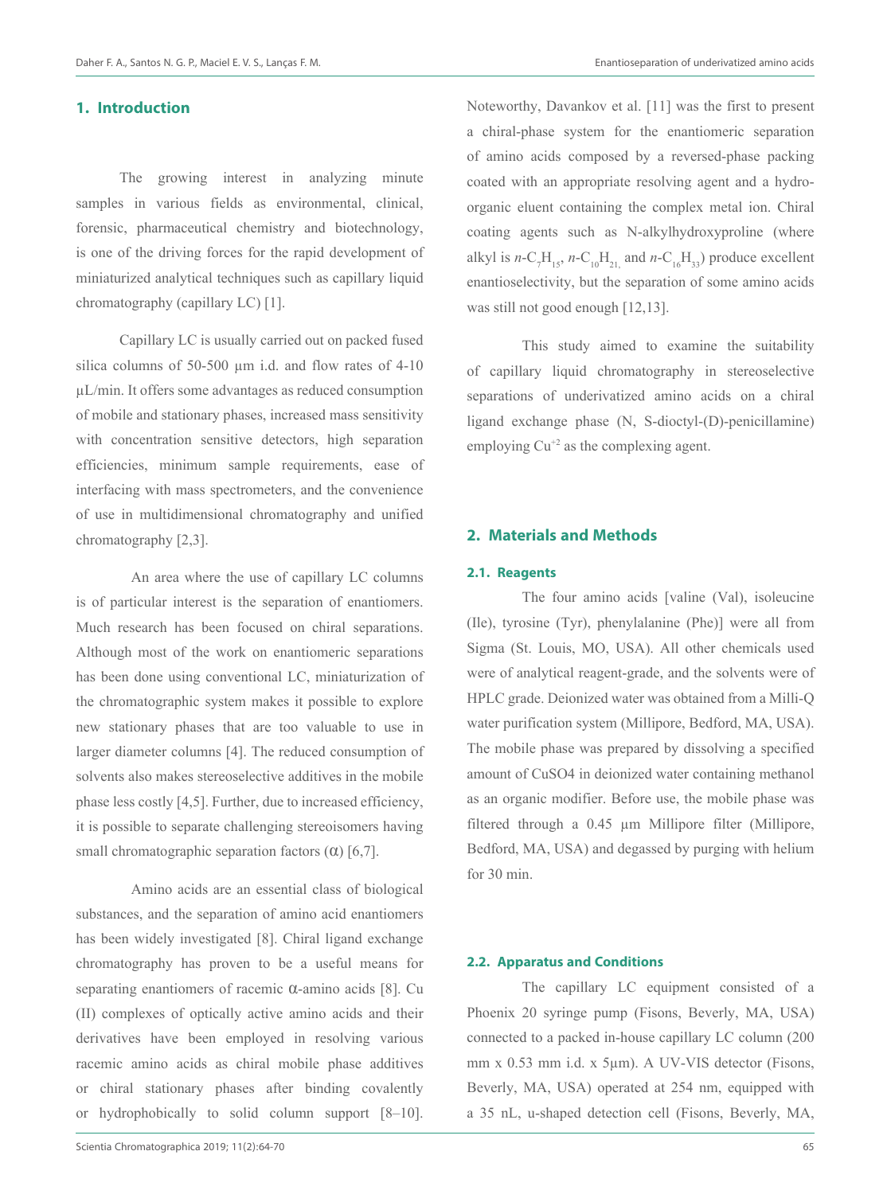## 1. Introduction

The growing interest in analyzing minute samples in various fields as environmental, clinical, forensic, pharmaceutical chemistry and biotechnology, is one of the driving forces for the rapid development of miniaturized analytical techniques such as capillary liquid chromatography (capillary LC) [1].

Capillary LC is usually carried out on packed fused silica columns of 50-500 µm i.d. and flow rates of 4-10 µL/min. It offers some advantages as reduced consumption of mobile and stationary phases, increased mass sensitivity with concentration sensitive detectors, high separation efficiencies, minimum sample requirements, ease of interfacing with mass spectrometers, and the convenience of use in multidimensional chromatography and unified chromatography [2,3].

An area where the use of capillary LC columns is of particular interest is the separation of enantiomers. Much research has been focused on chiral separations. Although most of the work on enantiomeric separations has been done using conventional LC, miniaturization of the chromatographic system makes it possible to explore new stationary phases that are too valuable to use in larger diameter columns [4]. The reduced consumption of solvents also makes stereoselective additives in the mobile phase less costly [4,5]. Further, due to increased efficiency, it is possible to separate challenging stereoisomers having small chromatographic separation factors ($\alpha$) [6,7].

Amino acids are an essential class of biological substances, and the separation of amino acid enantiomers has been widely investigated [8]. Chiral ligand exchange chromatography has proven to be a useful means for separating enantiomers of racemic $\alpha$-amino acids [8]. Cu (II) complexes of optically active amino acids and their derivatives have been employed in resolving various racemic amino acids as chiral mobile phase additives or chiral stationary phases after binding covalently or hydrophobically to solid column support [8–10]. Noteworthy, Davankov et al. [11] was the first to present a chiral-phase system for the enantiomeric separation of amino acids composed by a reversed-phase packing coated with an appropriate resolving agent and a hydro-organic eluent containing the complex metal ion. Chiral coating agents such as N-alkylhydroxyproline (where alkyl is $n$-$C_7H_{15}$, $n$-$C_{10}H_{21}$, and $n$-$C_{16}H_{33}$) produce excellent enantioselectivity, but the separation of some amino acids was still not good enough [12,13].

This study aimed to examine the suitability of capillary liquid chromatography in stereoselective separations of underivatized amino acids on a chiral ligand exchange phase (N, S-dioctyl-(D)-penicillamine) employing $Cu^{+2}$ as the complexing agent.

## 2. Materials and Methods

### 2.1. Reagents

The four amino acids [valine (Val), isoleucine (Ile), tyrosine (Tyr), phenylalanine (Phe)] were all from Sigma (St. Louis, MO, USA). All other chemicals used were of analytical reagent-grade, and the solvents were of HPLC grade. Deionized water was obtained from a Milli-Q water purification system (Millipore, Bedford, MA, USA). The mobile phase was prepared by dissolving a specified amount of CuSO4 in deionized water containing methanol as an organic modifier. Before use, the mobile phase was filtered through a 0.45 µm Millipore filter (Millipore, Bedford, MA, USA) and degassed by purging with helium for 30 min.

### 2.2. Apparatus and Conditions

The capillary LC equipment consisted of a Phoenix 20 syringe pump (Fisons, Beverly, MA, USA) connected to a packed in-house capillary LC column (200 mm x 0.53 mm i.d. x 5µm). A UV-VIS detector (Fisons, Beverly, MA, USA) operated at 254 nm, equipped with a 35 nL, u-shaped detection cell (Fisons, Beverly, MA,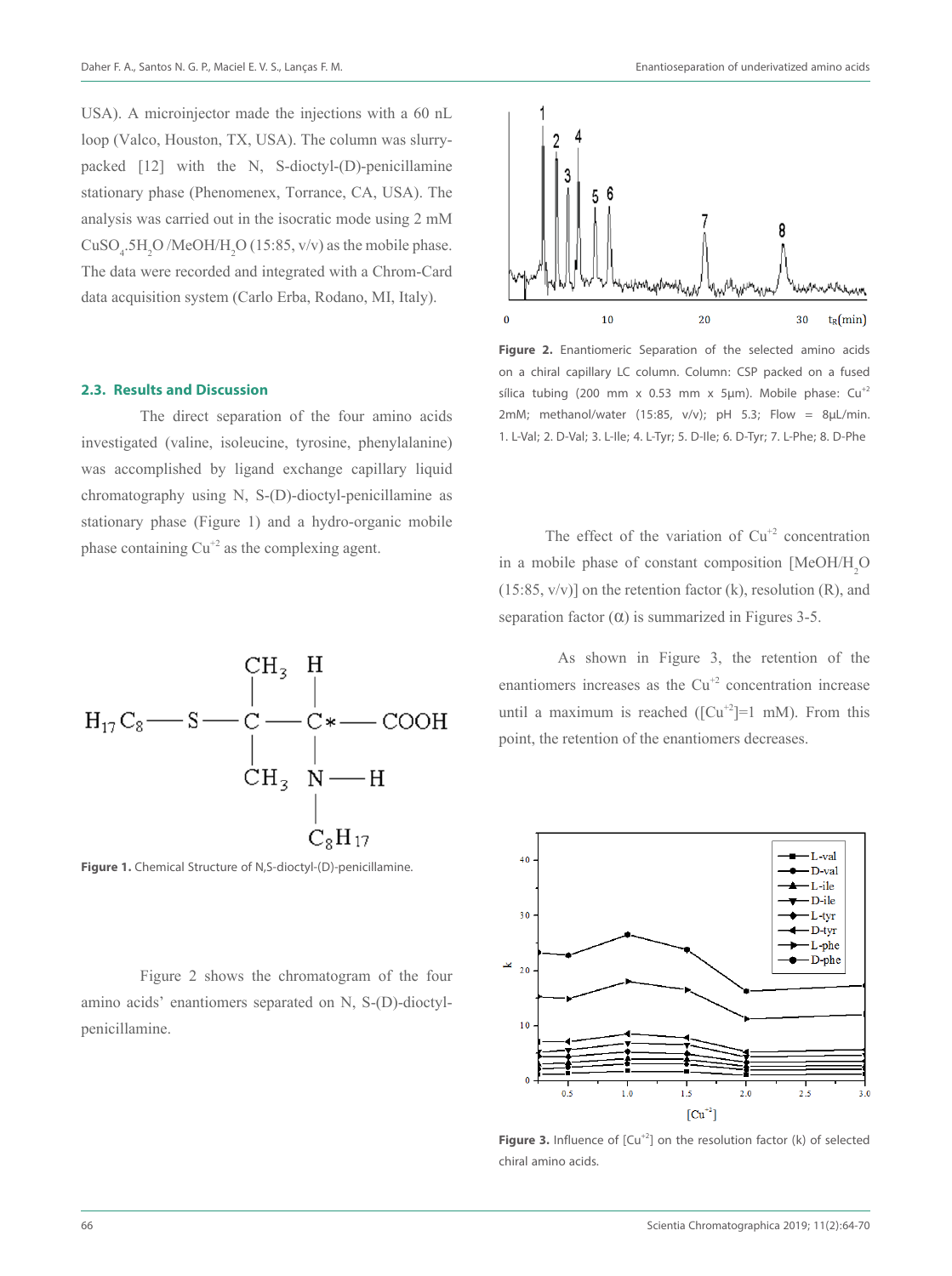USA). A microinjector made the injections with a 60 nL loop (Valco, Houston, TX, USA). The column was slurry-packed [12] with the N, S-dioctyl-(D)-penicillamine stationary phase (Phenomenex, Torrance, CA, USA). The analysis was carried out in the isocratic mode using 2 mM $CuSO_4.5H_2O$ /MeOH/$H_2O$ (15:85, v/v) as the mobile phase. The data were recorded and integrated with a Chrom-Card data acquisition system (Carlo Erba, Rodano, MI, Italy).

### 2.3. Results and Discussion

The direct separation of the four amino acids investigated (valine, isoleucine, tyrosine, phenylalanine) was accomplished by ligand exchange capillary liquid chromatography using N, S-(D)-dioctyl-penicillamine as stationary phase (Figure 1) and a hydro-organic mobile phase containing $Cu^{+2}$ as the complexing agent.

**Figure 1.** Chemical Structure of N,S-dioctyl-(D)-penicillamine.

Figure 2 shows the chromatogram of the four amino acids' enantiomers separated on N, S-(D)-dioctyl-penicillamine.

**Figure 2.** Enantiomeric Separation of the selected amino acids on a chiral capillary LC column. Column: CSP packed on a fused sílica tubing (200 mm x 0.53 mm x 5µm). Mobile phase: $Cu^{+2}$ 2mM; methanol/water (15:85, v/v); pH 5.3; Flow = 8µL/min. 1. L-Val; 2. D-Val; 3. L-Ile; 4. L-Tyr; 5. D-Ile; 6. D-Tyr; 7. L-Phe; 8. D-Phe

The effect of the variation of $Cu^{+2}$ concentration in a mobile phase of constant composition [MeOH/$H_2O$ (15:85, v/v)] on the retention factor (k), resolution (R), and separation factor (α) is summarized in Figures 3-5.

As shown in Figure 3, the retention of the enantiomers increases as the $Cu^{+2}$ concentration increase until a maximum is reached ([$Cu^{+2}$]=1 mM). From this point, the retention of the enantiomers decreases.

**Figure 3.** Influence of [$Cu^{+2}$] on the resolution factor (k) of selected chiral amino acids.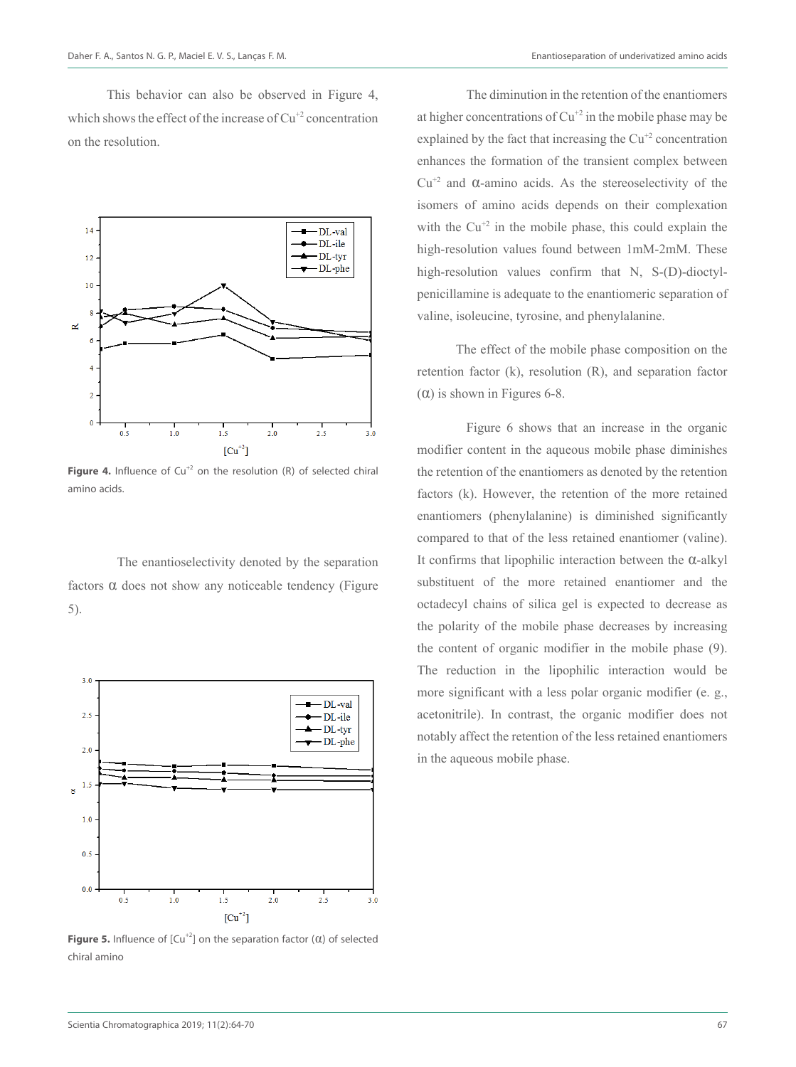This behavior can also be observed in Figure 4, which shows the effect of the increase of $Cu^{+2}$ concentration on the resolution.

**Figure 4.** Influence of $Cu^{+2}$ on the resolution (R) of selected chiral amino acids.

The enantioselectivity denoted by the separation factors α does not show any noticeable tendency (Figure 5).

**Figure 5.** Influence of [$Cu^{+2}$] on the separation factor (α) of selected chiral amino

The diminution in the retention of the enantiomers at higher concentrations of $Cu^{+2}$ in the mobile phase may be explained by the fact that increasing the $Cu^{+2}$ concentration enhances the formation of the transient complex between $Cu^{+2}$ and α-amino acids. As the stereoselectivity of the isomers of amino acids depends on their complexation with the $Cu^{+2}$ in the mobile phase, this could explain the high-resolution values found between 1mM-2mM. These high-resolution values confirm that N, S-(D)-dioctyl-penicillamine is adequate to the enantiomeric separation of valine, isoleucine, tyrosine, and phenylalanine.

The effect of the mobile phase composition on the retention factor (k), resolution (R), and separation factor (α) is shown in Figures 6-8.

Figure 6 shows that an increase in the organic modifier content in the aqueous mobile phase diminishes the retention of the enantiomers as denoted by the retention factors (k). However, the retention of the more retained enantiomers (phenylalanine) is diminished significantly compared to that of the less retained enantiomer (valine). It confirms that lipophilic interaction between the α-alkyl substituent of the more retained enantiomer and the octadecyl chains of silica gel is expected to decrease as the polarity of the mobile phase decreases by increasing the content of organic modifier in the mobile phase (9). The reduction in the lipophilic interaction would be more significant with a less polar organic modifier (e. g., acetonitrile). In contrast, the organic modifier does not notably affect the retention of the less retained enantiomers in the aqueous mobile phase.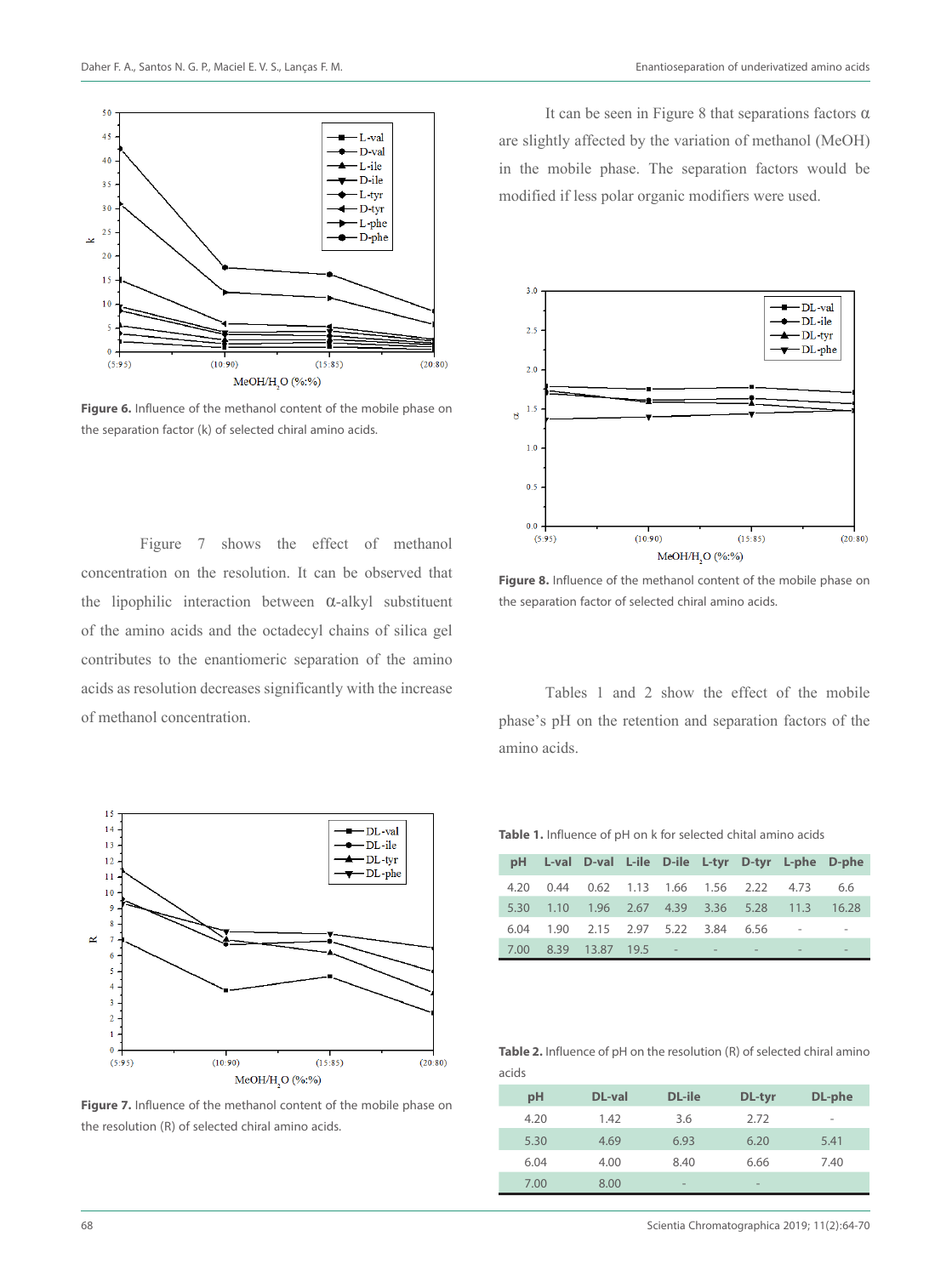Figure 6. Influence of the methanol content of the mobile phase on the separation factor (k) of selected chiral amino acids.

Figure 7 shows the effect of methanol concentration on the resolution. It can be observed that the lipophilic interaction between α-alkyl substituent of the amino acids and the octadecyl chains of silica gel contributes to the enantiomeric separation of the amino acids as resolution decreases significantly with the increase of methanol concentration.

Figure 7. Influence of the methanol content of the mobile phase on the resolution (R) of selected chiral amino acids.

It can be seen in Figure 8 that separations factors α are slightly affected by the variation of methanol (MeOH) in the mobile phase. The separation factors would be modified if less polar organic modifiers were used.

Figure 8. Influence of the methanol content of the mobile phase on the separation factor of selected chiral amino acids.

Tables 1 and 2 show the effect of the mobile phase's pH on the retention and separation factors of the amino acids.

**Table 1.** Influence of pH on k for selected chital amino acids

| pH | L-val | D-val | L-ile | D-ile | L-tyr | D-tyr | L-phe | D-phe |
|---|---|---|---|---|---|---|---|---|
| 4.20 | 0.44 | 0.62 | 1.13 | 1.66 | 1.56 | 2.22 | 4.73 | 6.6 |
| 5.30 | 1.10 | 1.96 | 2.67 | 4.39 | 3.36 | 5.28 | 11.3 | 16.28 |
| 6.04 | 1.90 | 2.15 | 2.97 | 5.22 | 3.84 | 6.56 | - | - |
| 7.00 | 8.39 | 13.87 | 19.5 | - | - | - | - | - |

**Table 2.** Influence of pH on the resolution (R) of selected chiral amino acids

| pH | DL-val | DL-ile | DL-tyr | DL-phe |
|---|---|---|---|---|
| 4.20 | 1.42 | 3.6 | 2.72 | - |
| 5.30 | 4.69 | 6.93 | 6.20 | 5.41 |
| 6.04 | 4.00 | 8.40 | 6.66 | 7.40 |
| 7.00 | 8.00 | - | - | |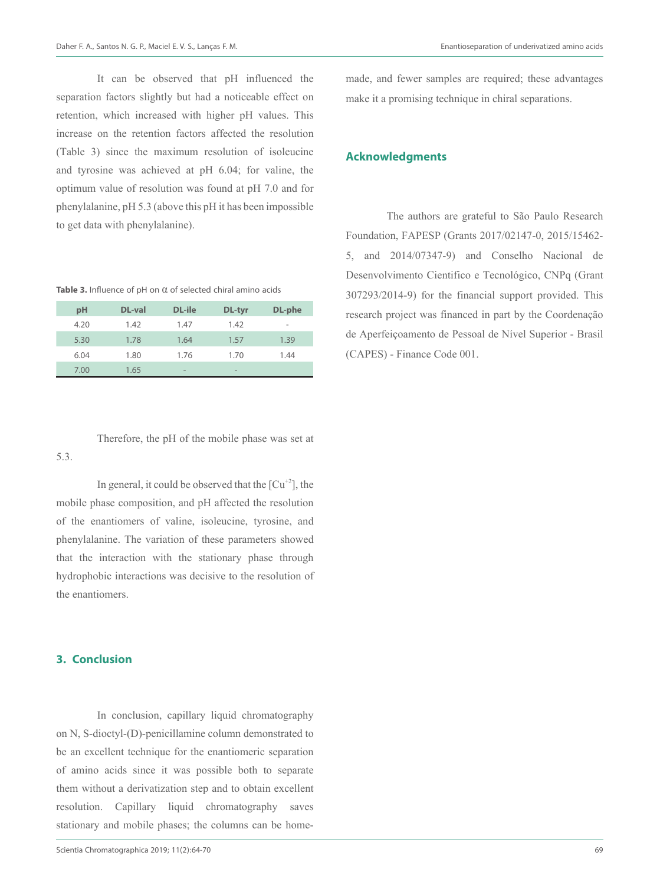It can be observed that pH influenced the separation factors slightly but had a noticeable effect on retention, which increased with higher pH values. This increase on the retention factors affected the resolution (Table 3) since the maximum resolution of isoleucine and tyrosine was achieved at pH 6.04; for valine, the optimum value of resolution was found at pH 7.0 and for phenylalanine, pH 5.3 (above this pH it has been impossible to get data with phenylalanine).

**Table 3.** Influence of pH on α of selected chiral amino acids

| pH | DL-val | DL-ile | DL-tyr | DL-phe |
|---|---|---|---|---|
| 4.20 | 1.42 | 1.47 | 1.42 | - |
| 5.30 | 1.78 | 1.64 | 1.57 | 1.39 |
| 6.04 | 1.80 | 1.76 | 1.70 | 1.44 |
| 7.00 | 1.65 | - | - | |

Therefore, the pH of the mobile phase was set at 5.3.

In general, it could be observed that the [$Cu^{+2}$], the mobile phase composition, and pH affected the resolution of the enantiomers of valine, isoleucine, tyrosine, and phenylalanine. The variation of these parameters showed that the interaction with the stationary phase through hydrophobic interactions was decisive to the resolution of the enantiomers.

## 3. Conclusion

In conclusion, capillary liquid chromatography on N, S-dioctyl-(D)-penicillamine column demonstrated to be an excellent technique for the enantiomeric separation of amino acids since it was possible both to separate them without a derivatization step and to obtain excellent resolution. Capillary liquid chromatography saves stationary and mobile phases; the columns can be home-made, and fewer samples are required; these advantages make it a promising technique in chiral separations.

## Acknowledgments

The authors are grateful to São Paulo Research Foundation, FAPESP (Grants 2017/02147-0, 2015/15462-5, and 2014/07347-9) and Conselho Nacional de Desenvolvimento Cientifico e Tecnológico, CNPq (Grant 307293/2014-9) for the financial support provided. This research project was financed in part by the Coordenação de Aperfeiçoamento de Pessoal de Nível Superior - Brasil (CAPES) - Finance Code 001.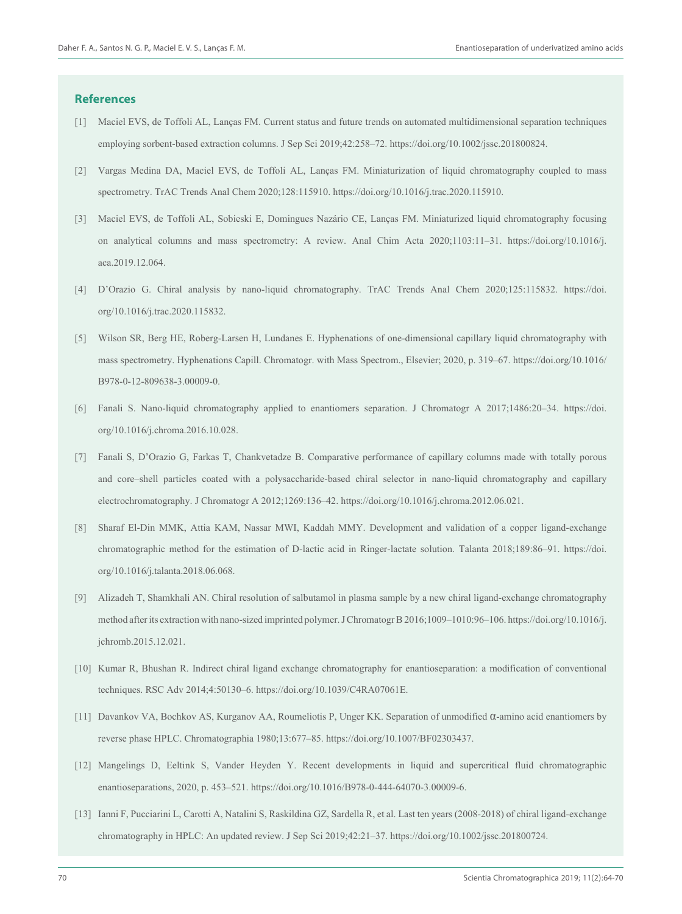## References

[1] Maciel EVS, de Toffoli AL, Lanças FM. Current status and future trends on automated multidimensional separation techniques employing sorbent-based extraction columns. J Sep Sci 2019;42:258–72. https://doi.org/10.1002/jssc.201800824.

[2] Vargas Medina DA, Maciel EVS, de Toffoli AL, Lanças FM. Miniaturization of liquid chromatography coupled to mass spectrometry. TrAC Trends Anal Chem 2020;128:115910. https://doi.org/10.1016/j.trac.2020.115910.

[3] Maciel EVS, de Toffoli AL, Sobieski E, Domingues Nazário CE, Lanças FM. Miniaturized liquid chromatography focusing on analytical columns and mass spectrometry: A review. Anal Chim Acta 2020;1103:11–31. https://doi.org/10.1016/j.aca.2019.12.064.

[4] D'Orazio G. Chiral analysis by nano-liquid chromatography. TrAC Trends Anal Chem 2020;125:115832. https://doi.org/10.1016/j.trac.2020.115832.

[5] Wilson SR, Berg HE, Roberg-Larsen H, Lundanes E. Hyphenations of one-dimensional capillary liquid chromatography with mass spectrometry. Hyphenations Capill. Chromatogr. with Mass Spectrom., Elsevier; 2020, p. 319–67. https://doi.org/10.1016/B978-0-12-809638-3.00009-0.

[6] Fanali S. Nano-liquid chromatography applied to enantiomers separation. J Chromatogr A 2017;1486:20–34. https://doi.org/10.1016/j.chroma.2016.10.028.

[7] Fanali S, D'Orazio G, Farkas T, Chankvetadze B. Comparative performance of capillary columns made with totally porous and core–shell particles coated with a polysaccharide-based chiral selector in nano-liquid chromatography and capillary electrochromatography. J Chromatogr A 2012;1269:136–42. https://doi.org/10.1016/j.chroma.2012.06.021.

[8] Sharaf El-Din MMK, Attia KAM, Nassar MWI, Kaddah MMY. Development and validation of a copper ligand-exchange chromatographic method for the estimation of D-lactic acid in Ringer-lactate solution. Talanta 2018;189:86–91. https://doi.org/10.1016/j.talanta.2018.06.068.

[9] Alizadeh T, Shamkhali AN. Chiral resolution of salbutamol in plasma sample by a new chiral ligand-exchange chromatography method after its extraction with nano-sized imprinted polymer. J Chromatogr B 2016;1009–1010:96–106. https://doi.org/10.1016/j.jchromb.2015.12.021.

[10] Kumar R, Bhushan R. Indirect chiral ligand exchange chromatography for enantioseparation: a modification of conventional techniques. RSC Adv 2014;4:50130–6. https://doi.org/10.1039/C4RA07061E.

[11] Davankov VA, Bochkov AS, Kurganov AA, Roumeliotis P, Unger KK. Separation of unmodified α-amino acid enantiomers by reverse phase HPLC. Chromatographia 1980;13:677–85. https://doi.org/10.1007/BF02303437.

[12] Mangelings D, Eeltink S, Vander Heyden Y. Recent developments in liquid and supercritical fluid chromatographic enantioseparations, 2020, p. 453–521. https://doi.org/10.1016/B978-0-444-64070-3.00009-6.

[13] Ianni F, Pucciarini L, Carotti A, Natalini S, Raskildina GZ, Sardella R, et al. Last ten years (2008-2018) of chiral ligand-exchange chromatography in HPLC: An updated review. J Sep Sci 2019;42:21–37. https://doi.org/10.1002/jssc.201800724.